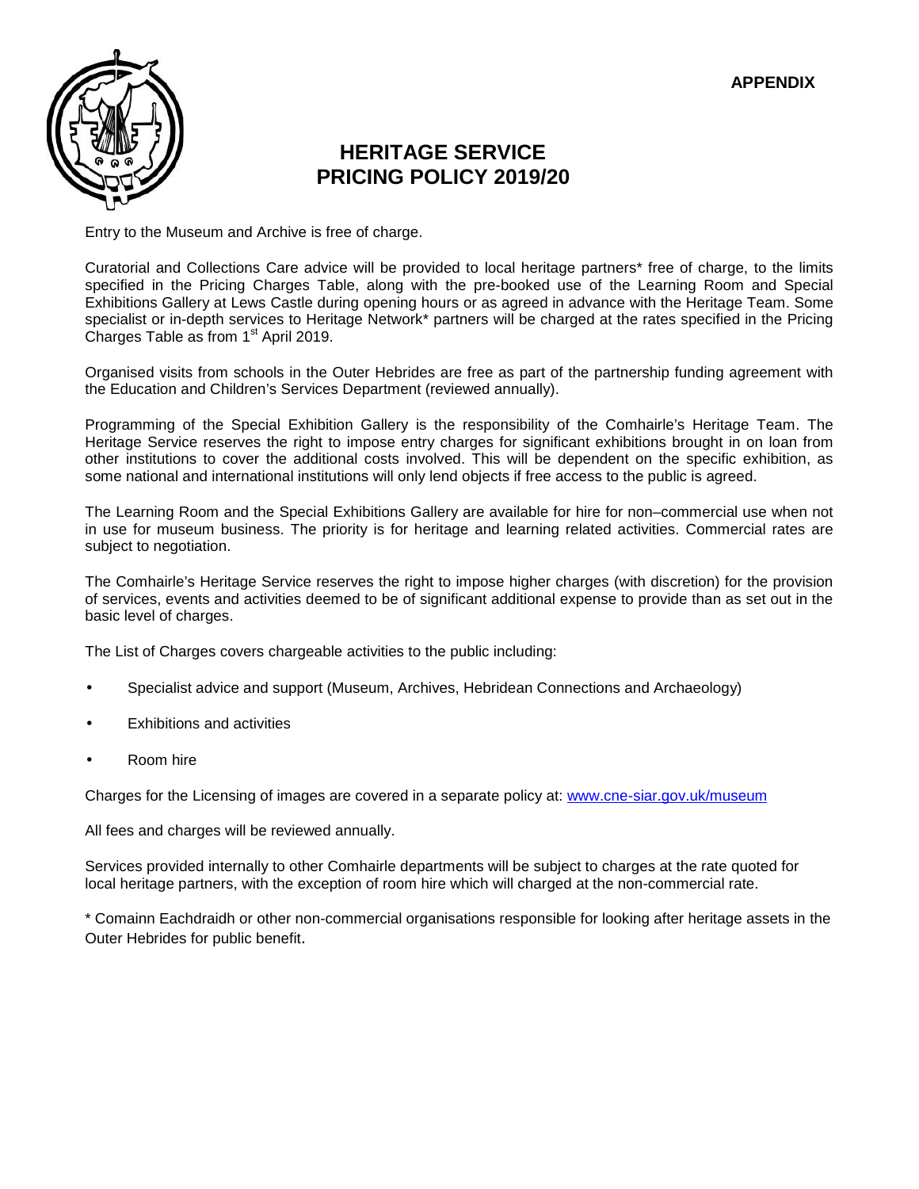**APPENDIX**

# HERITAGE SERVICE
# PRICING POLICY 2019/20

Entry to the Museum and Archive is free of charge.

Curatorial and Collections Care advice will be provided to local heritage partners* free of charge, to the limits specified in the Pricing Charges Table, along with the pre-booked use of the Learning Room and Special Exhibitions Gallery at Lews Castle during opening hours or as agreed in advance with the Heritage Team. Some specialist or in-depth services to Heritage Network* partners will be charged at the rates specified in the Pricing Charges Table as from 1st April 2019.

Organised visits from schools in the Outer Hebrides are free as part of the partnership funding agreement with the Education and Children's Services Department (reviewed annually).

Programming of the Special Exhibition Gallery is the responsibility of the Comhairle's Heritage Team. The Heritage Service reserves the right to impose entry charges for significant exhibitions brought in on loan from other institutions to cover the additional costs involved. This will be dependent on the specific exhibition, as some national and international institutions will only lend objects if free access to the public is agreed.

The Learning Room and the Special Exhibitions Gallery are available for hire for non–commercial use when not in use for museum business. The priority is for heritage and learning related activities. Commercial rates are subject to negotiation.

The Comhairle's Heritage Service reserves the right to impose higher charges (with discretion) for the provision of services, events and activities deemed to be of significant additional expense to provide than as set out in the basic level of charges.

The List of Charges covers chargeable activities to the public including:

- Specialist advice and support (Museum, Archives, Hebridean Connections and Archaeology)
- Exhibitions and activities
- Room hire

Charges for the Licensing of images are covered in a separate policy at: [www.cne-siar.gov.uk/museum](www.cne-siar.gov.uk/museum)

All fees and charges will be reviewed annually.

Services provided internally to other Comhairle departments will be subject to charges at the rate quoted for local heritage partners, with the exception of room hire which will charged at the non-commercial rate.

* Comainn Eachdraidh or other non-commercial organisations responsible for looking after heritage assets in the Outer Hebrides for public benefit.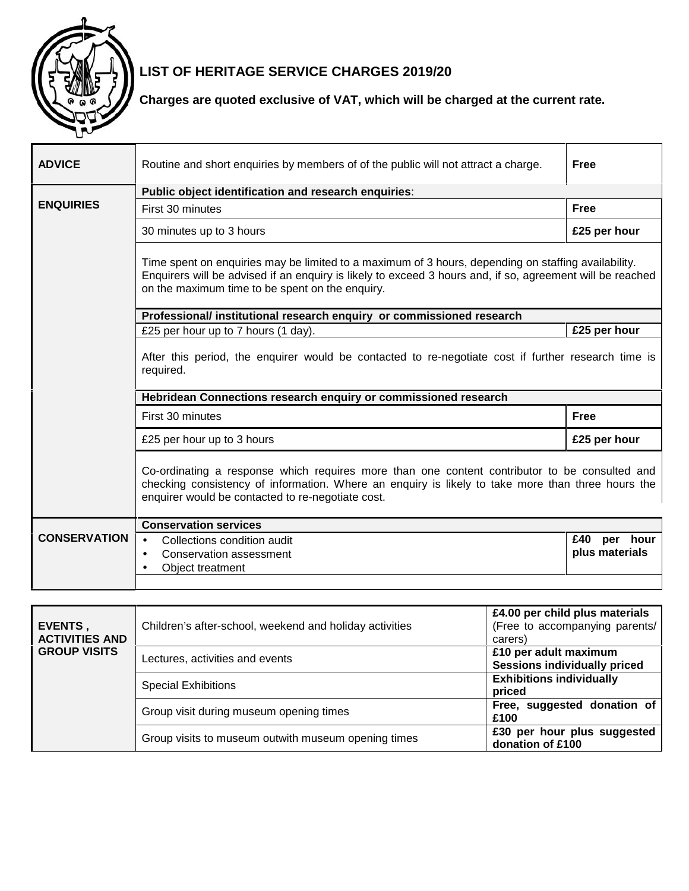# LIST OF HERITAGE SERVICE CHARGES 2019/20

**Charges are quoted exclusive of VAT, which will be charged at the current rate.**

| | | |
|---|---|---|
| **ADVICE** | Routine and short enquiries by members of of the public will not attract a charge. | **Free** |
| **ENQUIRIES** | **Public object identification and research enquiries**: | |
| | First 30 minutes | **Free** |
| | 30 minutes up to 3 hours | **£25 per hour** |
| | Time spent on enquiries may be limited to a maximum of 3 hours, depending on staffing availability. Enquirers will be advised if an enquiry is likely to exceed 3 hours and, if so, agreement will be reached on the maximum time to be spent on the enquiry. | |
| | **Professional/ institutional research enquiry or commissioned research** | |
| | £25 per hour up to 7 hours (1 day). | **£25 per hour** |
| | After this period, the enquirer would be contacted to re-negotiate cost if further research time is required. | |
| | **Hebridean Connections research enquiry or commissioned research** | |
| | First 30 minutes | **Free** |
| | £25 per hour up to 3 hours | **£25 per hour** |
| | Co-ordinating a response which requires more than one content contributor to be consulted and checking consistency of information. Where an enquiry is likely to take more than three hours the enquirer would be contacted to re-negotiate cost. | |
| **CONSERVATION** | **Conservation services**<br>• Collections condition audit<br>• Conservation assessment<br>• Object treatment | **£40 per hour plus materials** |

| | | |
|---|---|---|
| **EVENTS , ACTIVITIES AND GROUP VISITS** | Children's after-school, weekend and holiday activities | **£4.00 per child plus materials** (Free to accompanying parents/ carers) |
| | Lectures, activities and events | **£10 per adult maximum Sessions individually priced** |
| | Special Exhibitions | **Exhibitions individually priced** |
| | Group visit during museum opening times | **Free, suggested donation of £100** |
| | Group visits to museum outwith museum opening times | **£30 per hour plus suggested donation of £100** |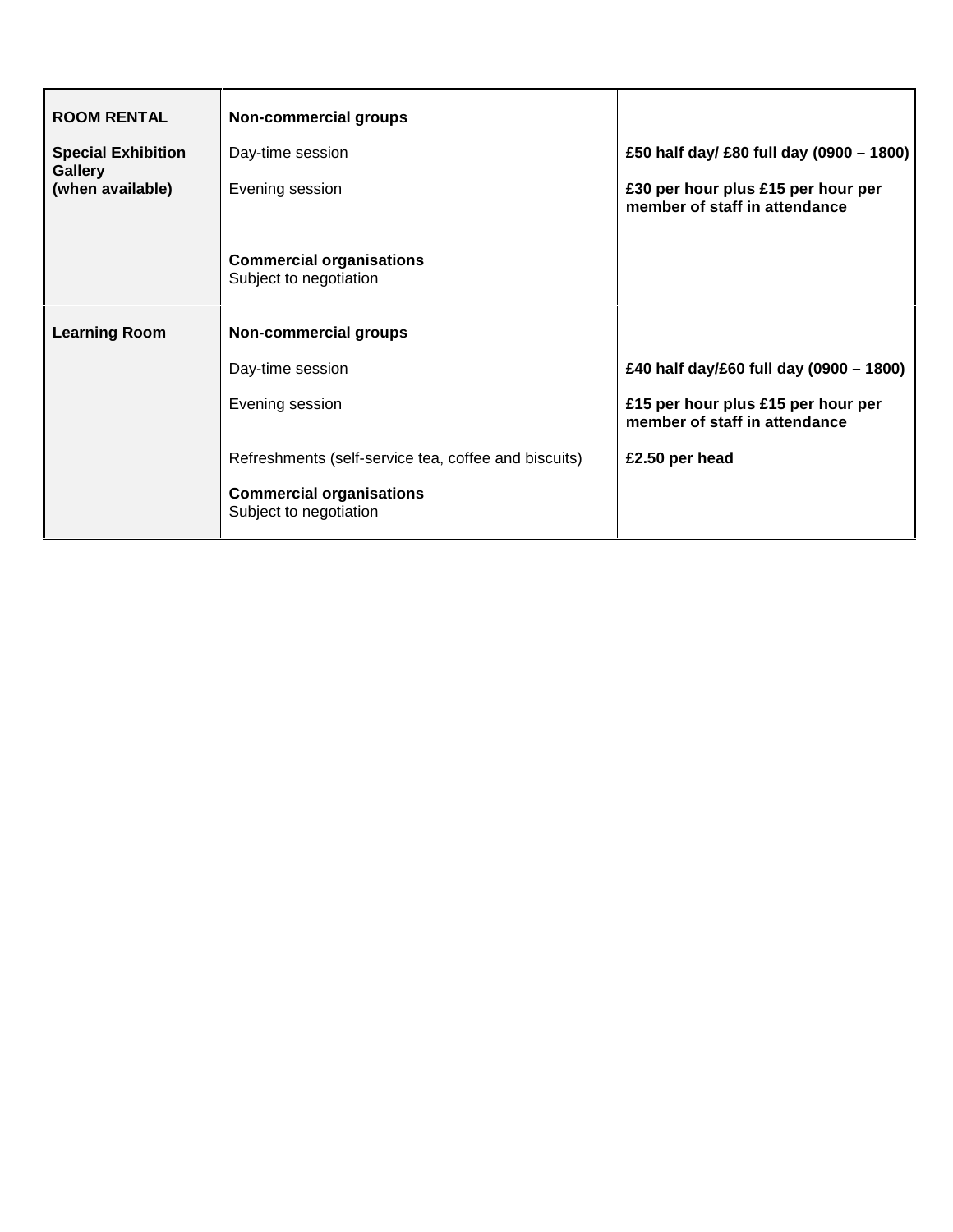| **ROOM RENTAL**<br><br>**Special Exhibition Gallery (when available)** | **Non-commercial groups** | |
|---|---|---|
| | Day-time session | **£50 half day/ £80 full day (0900 – 1800)** |
| | Evening session | **£30 per hour plus £15 per hour per member of staff in attendance** |
| | **Commercial organisations**<br>Subject to negotiation | |
| **Learning Room** | **Non-commercial groups** | |
| | Day-time session | **£40 half day/£60 full day (0900 – 1800)** |
| | Evening session | **£15 per hour plus £15 per hour per member of staff in attendance** |
| | Refreshments (self-service tea, coffee and biscuits) | **£2.50 per head** |
| | **Commercial organisations**<br>Subject to negotiation | |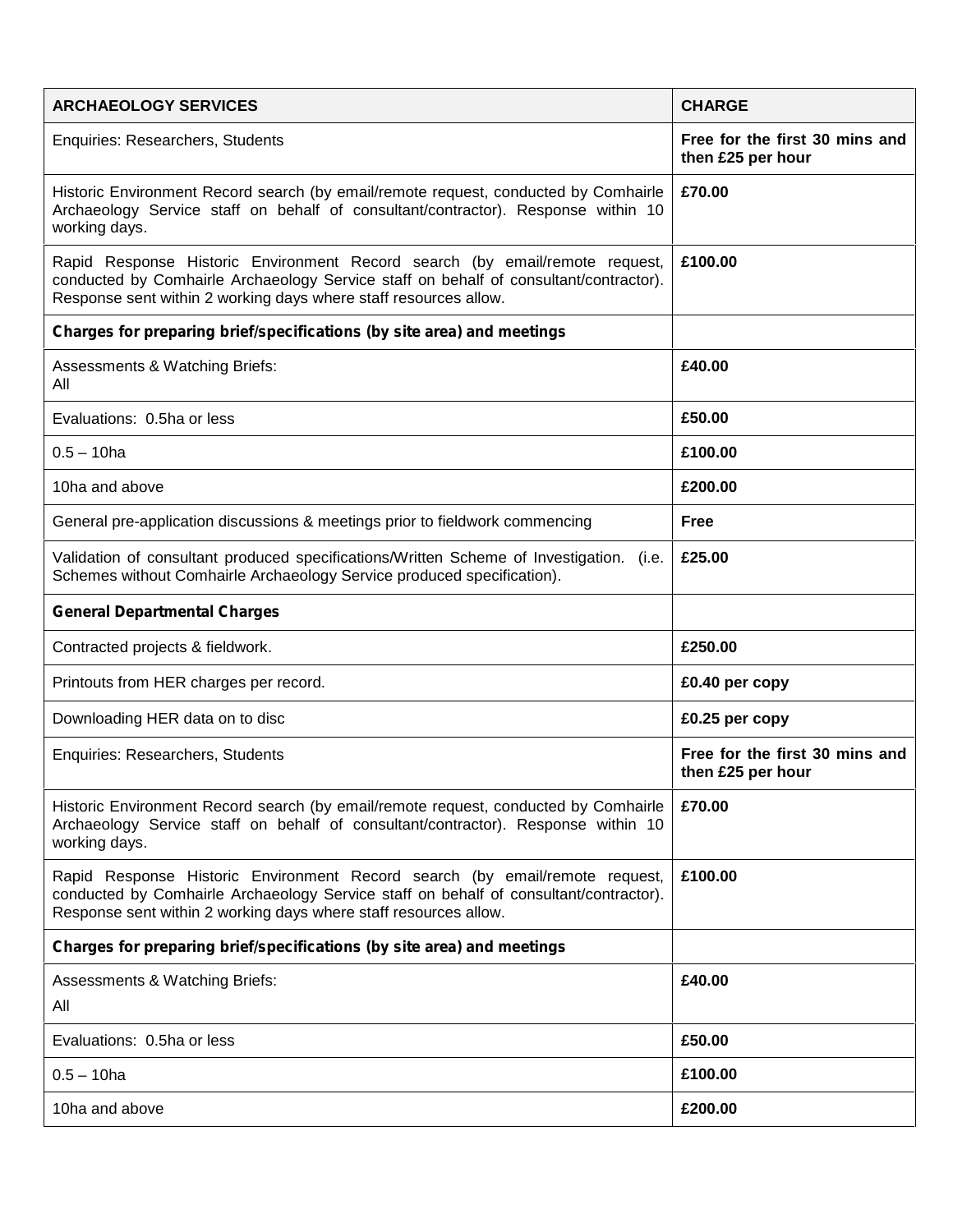| ARCHAEOLOGY SERVICES | CHARGE |
| --- | --- |
| Enquiries: Researchers, Students | **Free for the first 30 mins and then £25 per hour** |
| Historic Environment Record search (by email/remote request, conducted by Comhairle Archaeology Service staff on behalf of consultant/contractor). Response within 10 working days. | **£70.00** |
| Rapid Response Historic Environment Record search (by email/remote request, conducted by Comhairle Archaeology Service staff on behalf of consultant/contractor). Response sent within 2 working days where staff resources allow. | **£100.00** |
| **Charges for preparing brief/specifications (by site area) and meetings** | |
| Assessments & Watching Briefs: All | **£40.00** |
| Evaluations: 0.5ha or less | **£50.00** |
| 0.5 – 10ha | **£100.00** |
| 10ha and above | **£200.00** |
| General pre-application discussions & meetings prior to fieldwork commencing | **Free** |
| Validation of consultant produced specifications/Written Scheme of Investigation. (i.e. Schemes without Comhairle Archaeology Service produced specification). | **£25.00** |
| **General Departmental Charges** | |
| Contracted projects & fieldwork. | **£250.00** |
| Printouts from HER charges per record. | **£0.40 per copy** |
| Downloading HER data on to disc | **£0.25 per copy** |
| Enquiries: Researchers, Students | **Free for the first 30 mins and then £25 per hour** |
| Historic Environment Record search (by email/remote request, conducted by Comhairle Archaeology Service staff on behalf of consultant/contractor). Response within 10 working days. | **£70.00** |
| Rapid Response Historic Environment Record search (by email/remote request, conducted by Comhairle Archaeology Service staff on behalf of consultant/contractor). Response sent within 2 working days where staff resources allow. | **£100.00** |
| **Charges for preparing brief/specifications (by site area) and meetings** | |
| Assessments & Watching Briefs: All | **£40.00** |
| Evaluations: 0.5ha or less | **£50.00** |
| 0.5 – 10ha | **£100.00** |
| 10ha and above | **£200.00** |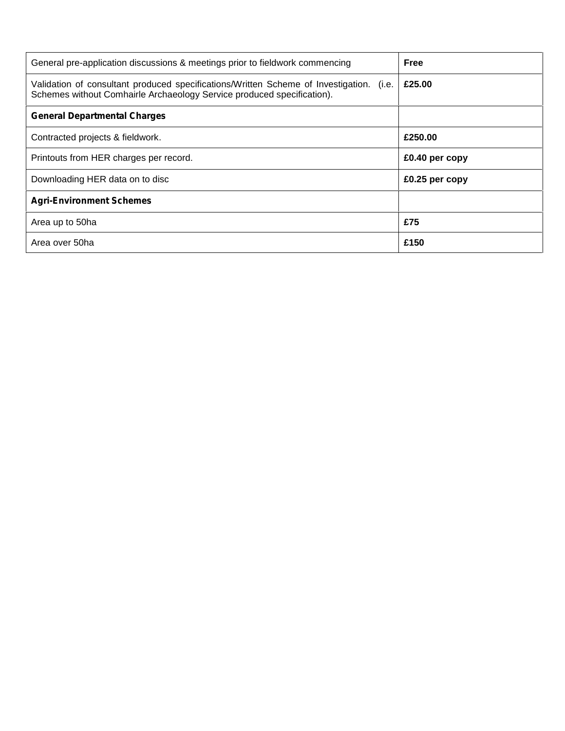| | |
|---|---|
| General pre-application discussions & meetings prior to fieldwork commencing | **Free** |
| Validation of consultant produced specifications/Written Scheme of Investigation. (i.e. Schemes without Comhairle Archaeology Service produced specification). | **£25.00** |
| **General Departmental Charges** | |
| Contracted projects & fieldwork. | **£250.00** |
| Printouts from HER charges per record. | **£0.40 per copy** |
| Downloading HER data on to disc | **£0.25 per copy** |
| **Agri-Environment Schemes** | |
| Area up to 50ha | **£75** |
| Area over 50ha | **£150** |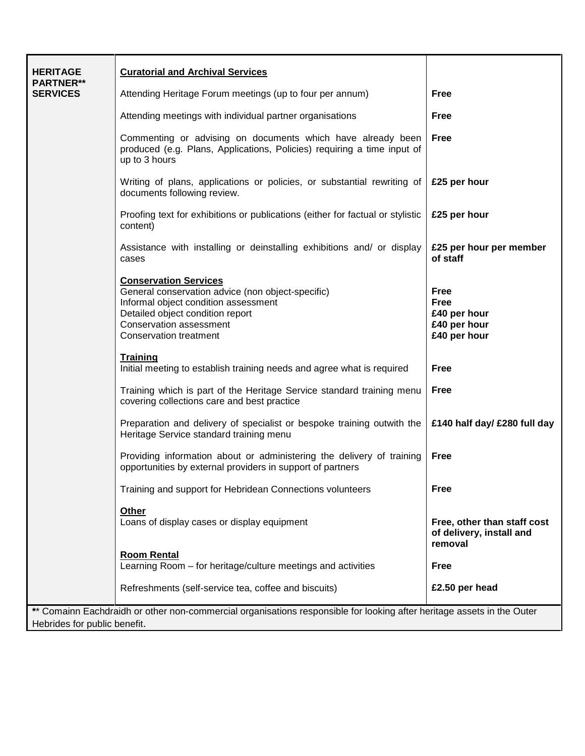| | | |
|---|---|---|
| **HERITAGE PARTNER** SERVICES** | **Curatorial and Archival Services** | |
| | Attending Heritage Forum meetings (up to four per annum) | **Free** |
| | Attending meetings with individual partner organisations | **Free** |
| | Commenting or advising on documents which have already been produced (e.g. Plans, Applications, Policies) requiring a time input of up to 3 hours | **Free** |
| | Writing of plans, applications or policies, or substantial rewriting of documents following review. | **£25 per hour** |
| | Proofing text for exhibitions or publications (either for factual or stylistic content) | **£25 per hour** |
| | Assistance with installing or deinstalling exhibitions and/ or display cases | **£25 per hour per member of staff** |
| | **Conservation Services** | |
| | General conservation advice (non object-specific) | **Free** |
| | Informal object condition assessment | **Free** |
| | Detailed object condition report | **£40 per hour** |
| | Conservation assessment | **£40 per hour** |
| | Conservation treatment | **£40 per hour** |
| | **Training** | |
| | Initial meeting to establish training needs and agree what is required | **Free** |
| | Training which is part of the Heritage Service standard training menu covering collections care and best practice | **Free** |
| | Preparation and delivery of specialist or bespoke training outwith the Heritage Service standard training menu | **£140 half day/ £280 full day** |
| | Providing information about or administering the delivery of training opportunities by external providers in support of partners | **Free** |
| | Training and support for Hebridean Connections volunteers | **Free** |
| | **Other** | |
| | Loans of display cases or display equipment | **Free, other than staff cost of delivery, install and removal** |
| | **Room Rental** | |
| | Learning Room – for heritage/culture meetings and activities | **Free** |
| | Refreshments (self-service tea, coffee and biscuits) | **£2.50 per head** |

** Comainn Eachdraidh or other non-commercial organisations responsible for looking after heritage assets in the Outer Hebrides for public benefit.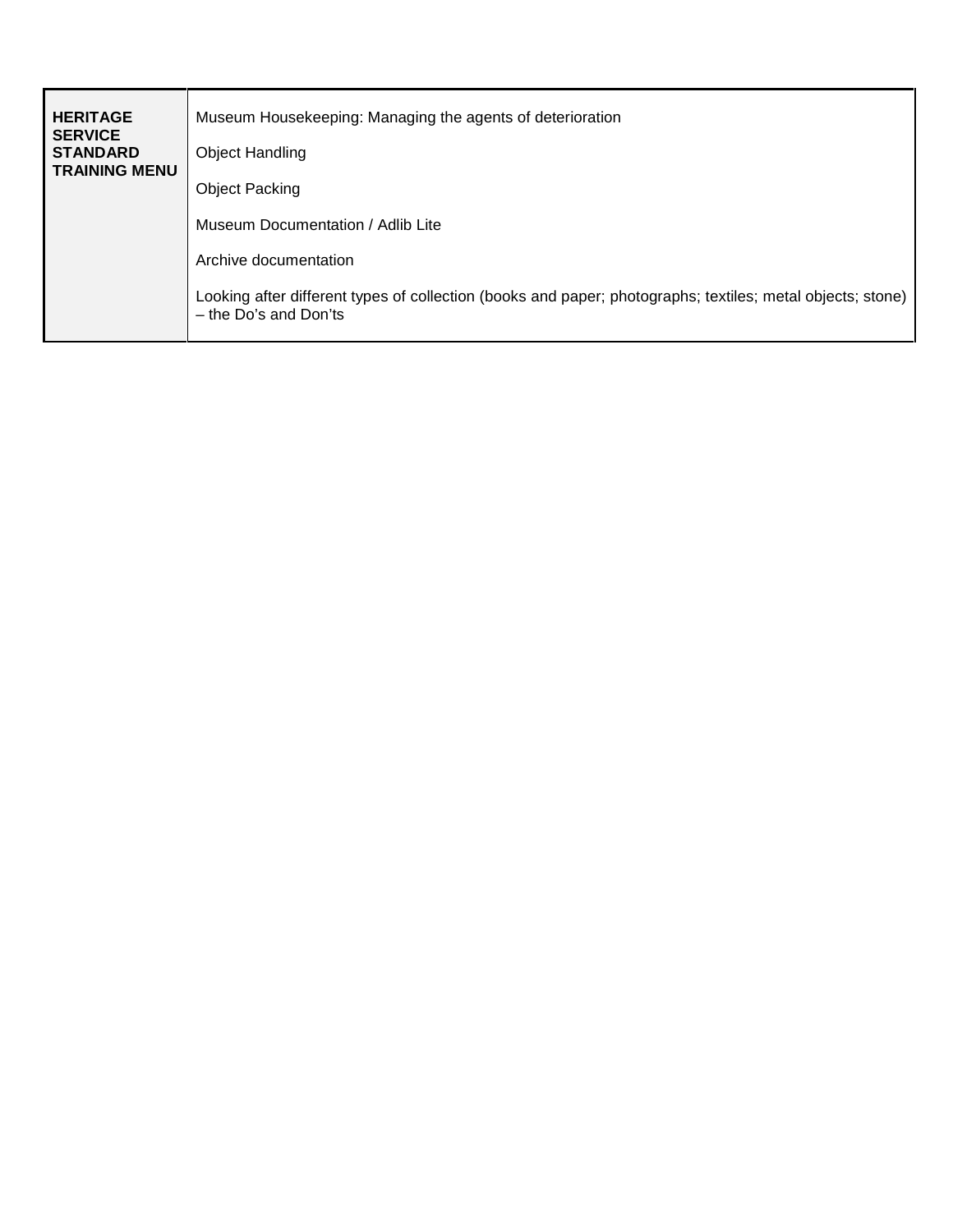| | |
|---|---|
| **HERITAGE SERVICE STANDARD TRAINING MENU** | Museum Housekeeping: Managing the agents of deterioration<br><br>Object Handling<br><br>Object Packing<br><br>Museum Documentation / Adlib Lite<br><br>Archive documentation<br><br>Looking after different types of collection (books and paper; photographs; textiles; metal objects; stone) – the Do's and Don'ts |